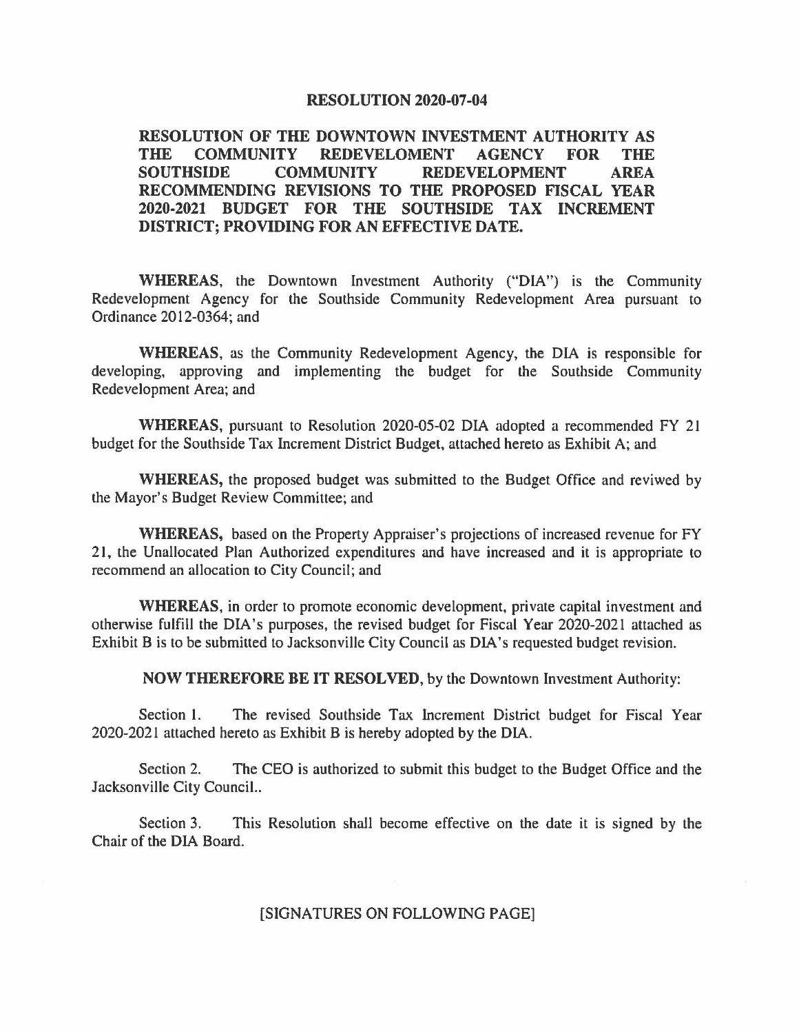# RESOLUTION 2020-07-04

**RESOLUTION OF THE DOWNTOWN INVESTMENT AUTHORITY AS THE COMMUNITY REDEVELOMENT AGENCY FOR THE SOUTHSIDE COMMUNITY REDEVELOPMENT AREA RECOMMENDING REVISIONS TO THE PROPOSED FISCAL YEAR 2020-2021 BUDGET FOR THE SOUTHSIDE TAX INCREMENT DISTRICT; PROVIDING FOR AN EFFECTIVE DATE.**

**WHEREAS**, the Downtown Investment Authority ("DIA") is the Community Redevelopment Agency for the Southside Community Redevelopment Area pursuant to Ordinance 2012-0364; and

**WHEREAS**, as the Community Redevelopment Agency, the DIA is responsible for developing, approving and implementing the budget for the Southside Community Redevelopment Area; and

**WHEREAS**, pursuant to Resolution 2020-05-02 DIA adopted a recommended FY 21 budget for the Southside Tax Increment District Budget, attached hereto as Exhibit A; and

**WHEREAS,** the proposed budget was submitted to the Budget Office and reviwed by the Mayor's Budget Review Committee; and

**WHEREAS,** based on the Property Appraiser's projections of increased revenue for FY 21, the Unallocated Plan Authorized expenditures and have increased and it is appropriate to recommend an allocation to City Council; and

**WHEREAS**, in order to promote economic development, private capital investment and otherwise fulfill the DIA's purposes, the revised budget for Fiscal Year 2020-2021 attached as Exhibit B is to be submitted to Jacksonville City Council as DIA's requested budget revision.

**NOW THEREFORE BE IT RESOLVED**, by the Downtown Investment Authority:

Section 1. The revised Southside Tax Increment District budget for Fiscal Year 2020-2021 attached hereto as Exhibit B is hereby adopted by the DIA.

Section 2. The CEO is authorized to submit this budget to the Budget Office and the Jacksonville City Council..

Section 3. This Resolution shall become effective on the date it is signed by the Chair of the DIA Board.

[SIGNATURES ON FOLLOWING PAGE]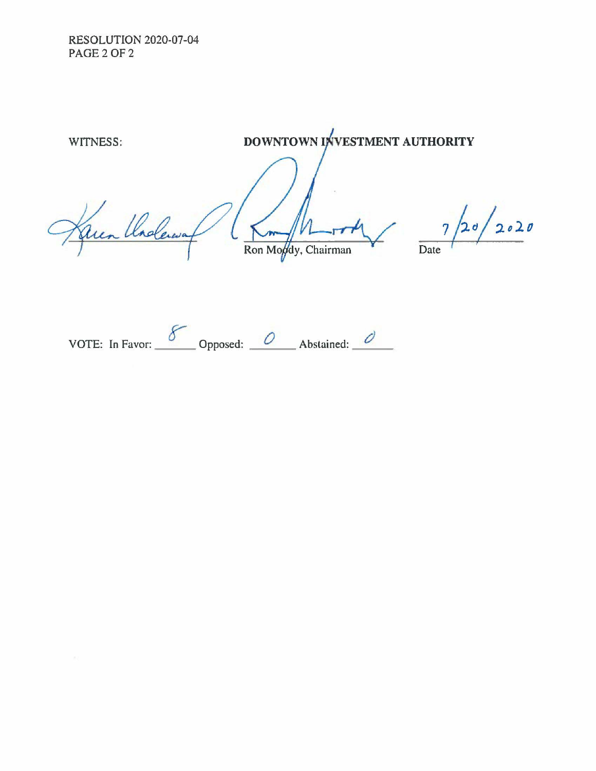RESOLUTION 2020-07-04

WITNESS: **DOWNTOWN INVESTMENT AUTHORITY**

Karen Underwood

Ron Moody, Chairman

Date: 7/20/2020

VOTE: In Favor: 8 Opposed: 0 Abstained: 0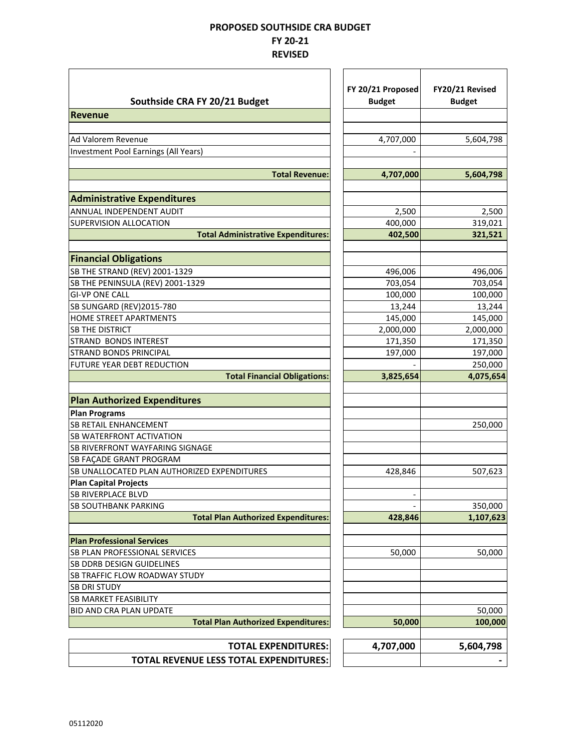# PROPOSED SOUTHSIDE CRA BUDGET
## FY 20-21
## REVISED

| Southside CRA FY 20/21 Budget | FY 20/21 Proposed Budget | FY20/21 Revised Budget |
|---|---|---|
| **Revenue** | | |
| | | |
| Ad Valorem Revenue | 4,707,000 | 5,604,798 |
| Investment Pool Earnings (All Years) | - | |
| | | |
| **Total Revenue:** | **4,707,000** | **5,604,798** |
| | | |
| **Administrative Expenditures** | | |
| ANNUAL INDEPENDENT AUDIT | 2,500 | 2,500 |
| SUPERVISION ALLOCATION | 400,000 | 319,021 |
| **Total Administrative Expenditures:** | **402,500** | **321,521** |
| | | |
| **Financial Obligations** | | |
| SB THE STRAND (REV) 2001-1329 | 496,006 | 496,006 |
| SB THE PENINSULA (REV) 2001-1329 | 703,054 | 703,054 |
| GI-VP ONE CALL | 100,000 | 100,000 |
| SB SUNGARD (REV)2015-780 | 13,244 | 13,244 |
| HOME STREET APARTMENTS | 145,000 | 145,000 |
| SB THE DISTRICT | 2,000,000 | 2,000,000 |
| STRAND BONDS INTEREST | 171,350 | 171,350 |
| STRAND BONDS PRINCIPAL | 197,000 | 197,000 |
| FUTURE YEAR DEBT REDUCTION | - | 250,000 |
| **Total Financial Obligations:** | **3,825,654** | **4,075,654** |
| | | |
| **Plan Authorized Expenditures** | | |
| **Plan Programs** | | |
| SB RETAIL ENHANCEMENT | | 250,000 |
| SB WATERFRONT ACTIVATION | | |
| SB RIVERFRONT WAYFARING SIGNAGE | | |
| SB FAÇADE GRANT PROGRAM | | |
| SB UNALLOCATED PLAN AUTHORIZED EXPENDITURES | 428,846 | 507,623 |
| **Plan Capital Projects** | | |
| SB RIVERPLACE BLVD | - | |
| SB SOUTHBANK PARKING | - | 350,000 |
| **Total Plan Authorized Expenditures:** | **428,846** | **1,107,623** |
| | | |
| **Plan Professional Services** | | |
| SB PLAN PROFESSIONAL SERVICES | 50,000 | 50,000 |
| SB DDRB DESIGN GUIDELINES | | |
| SB TRAFFIC FLOW ROADWAY STUDY | | |
| SB DRI STUDY | | |
| SB MARKET FEASIBILITY | | |
| BID AND CRA PLAN UPDATE | | 50,000 |
| **Total Plan Authorized Expenditures:** | **50,000** | **100,000** |
| | | |
| **TOTAL EXPENDITURES:** | **4,707,000** | **5,604,798** |
| **TOTAL REVENUE LESS TOTAL EXPENDITURES:** | | **-** |

05112020